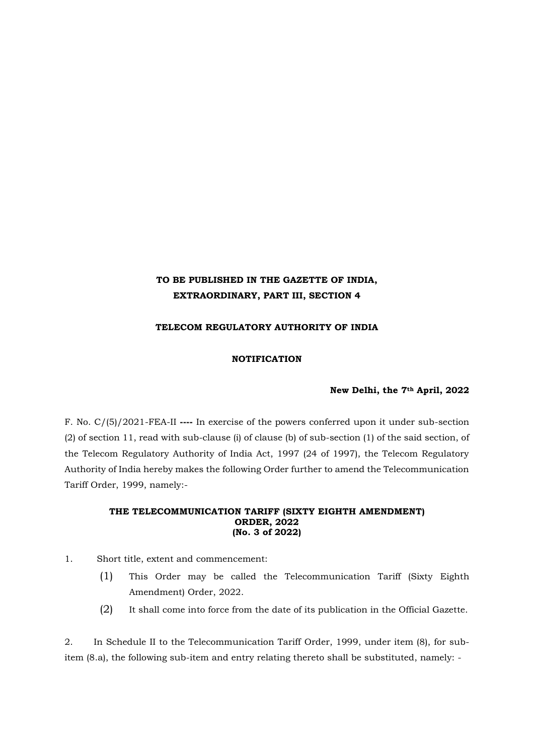**TO BE PUBLISHED IN THE GAZETTE OF INDIA,**
**EXTRAORDINARY, PART III, SECTION 4**

**TELECOM REGULATORY AUTHORITY OF INDIA**

**NOTIFICATION**

**New Delhi, the 7th April, 2022**

F. No. C/(5)/2021-FEA-II **----** In exercise of the powers conferred upon it under sub-section (2) of section 11, read with sub-clause (i) of clause (b) of sub-section (1) of the said section, of the Telecom Regulatory Authority of India Act, 1997 (24 of 1997), the Telecom Regulatory Authority of India hereby makes the following Order further to amend the Telecommunication Tariff Order, 1999, namely:-

**THE TELECOMMUNICATION TARIFF (SIXTY EIGHTH AMENDMENT) ORDER, 2022**
**(No. 3 of 2022)**

1. Short title, extent and commencement:

   (1) This Order may be called the Telecommunication Tariff (Sixty Eighth Amendment) Order, 2022.

   (2) It shall come into force from the date of its publication in the Official Gazette.

2. In Schedule II to the Telecommunication Tariff Order, 1999, under item (8), for sub-item (8.a), the following sub-item and entry relating thereto shall be substituted, namely: -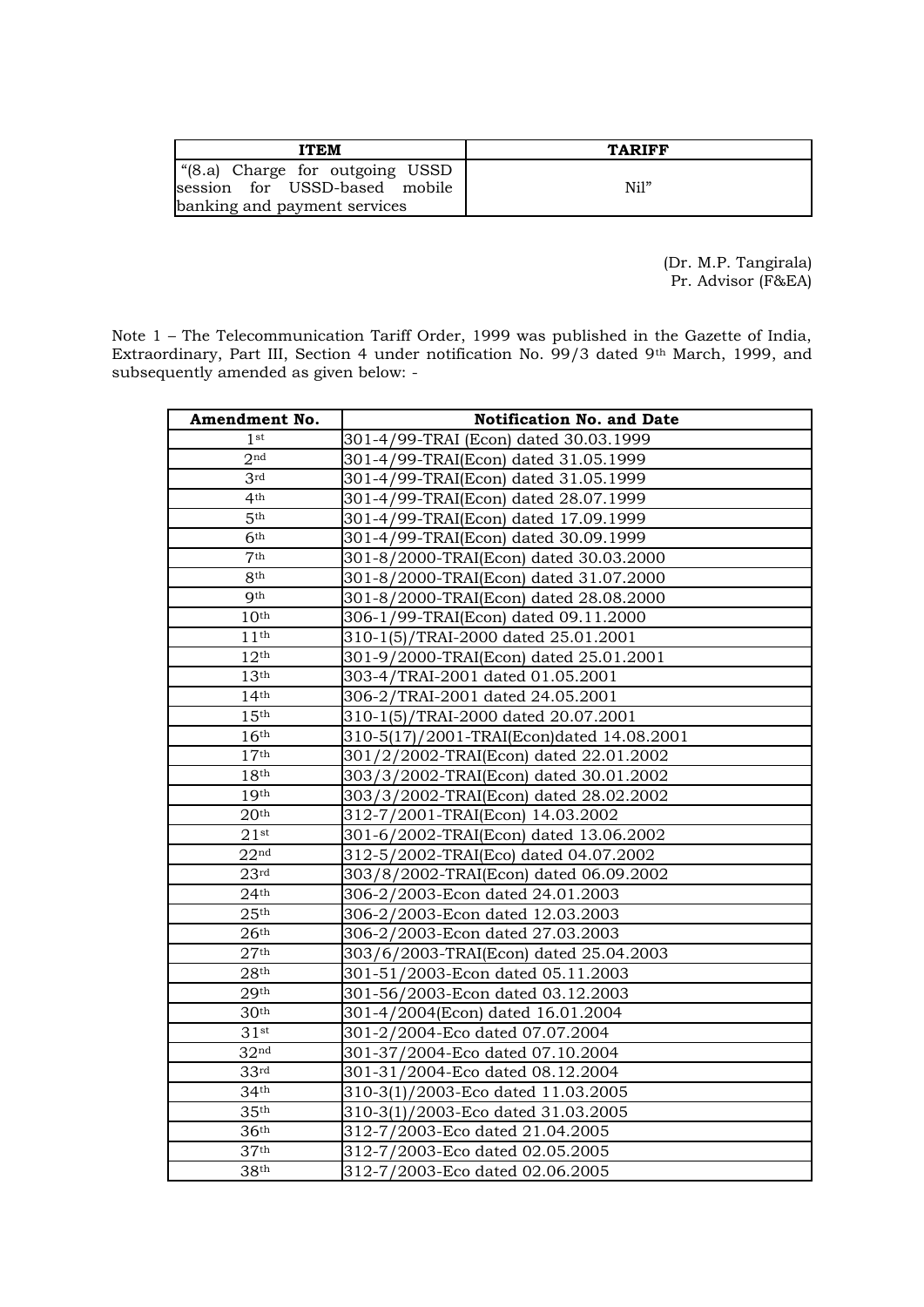| ITEM | TARIFF |
| --- | --- |
| "(8.a) Charge for outgoing USSD session for USSD-based mobile banking and payment services | Nil" |

(Dr. M.P. Tangirala)
Pr. Advisor (F&EA)

Note 1 – The Telecommunication Tariff Order, 1999 was published in the Gazette of India, Extraordinary, Part III, Section 4 under notification No. 99/3 dated 9th March, 1999, and subsequently amended as given below: -

| Amendment No. | Notification No. and Date |
| --- | --- |
| 1st | 301-4/99-TRAI (Econ) dated 30.03.1999 |
| 2nd | 301-4/99-TRAI(Econ) dated 31.05.1999 |
| 3rd | 301-4/99-TRAI(Econ) dated 31.05.1999 |
| 4th | 301-4/99-TRAI(Econ) dated 28.07.1999 |
| 5th | 301-4/99-TRAI(Econ) dated 17.09.1999 |
| 6th | 301-4/99-TRAI(Econ) dated 30.09.1999 |
| 7th | 301-8/2000-TRAI(Econ) dated 30.03.2000 |
| 8th | 301-8/2000-TRAI(Econ) dated 31.07.2000 |
| 9th | 301-8/2000-TRAI(Econ) dated 28.08.2000 |
| 10th | 306-1/99-TRAI(Econ) dated 09.11.2000 |
| 11th | 310-1(5)/TRAI-2000 dated 25.01.2001 |
| 12th | 301-9/2000-TRAI(Econ) dated 25.01.2001 |
| 13th | 303-4/TRAI-2001 dated 01.05.2001 |
| 14th | 306-2/TRAI-2001 dated 24.05.2001 |
| 15th | 310-1(5)/TRAI-2000 dated 20.07.2001 |
| 16th | 310-5(17)/2001-TRAI(Econ)dated 14.08.2001 |
| 17th | 301/2/2002-TRAI(Econ) dated 22.01.2002 |
| 18th | 303/3/2002-TRAI(Econ) dated 30.01.2002 |
| 19th | 303/3/2002-TRAI(Econ) dated 28.02.2002 |
| 20th | 312-7/2001-TRAI(Econ) 14.03.2002 |
| 21st | 301-6/2002-TRAI(Econ) dated 13.06.2002 |
| 22nd | 312-5/2002-TRAI(Eco) dated 04.07.2002 |
| 23rd | 303/8/2002-TRAI(Econ) dated 06.09.2002 |
| 24th | 306-2/2003-Econ dated 24.01.2003 |
| 25th | 306-2/2003-Econ dated 12.03.2003 |
| 26th | 306-2/2003-Econ dated 27.03.2003 |
| 27th | 303/6/2003-TRAI(Econ) dated 25.04.2003 |
| 28th | 301-51/2003-Econ dated 05.11.2003 |
| 29th | 301-56/2003-Econ dated 03.12.2003 |
| 30th | 301-4/2004(Econ) dated 16.01.2004 |
| 31st | 301-2/2004-Eco dated 07.07.2004 |
| 32nd | 301-37/2004-Eco dated 07.10.2004 |
| 33rd | 301-31/2004-Eco dated 08.12.2004 |
| 34th | 310-3(1)/2003-Eco dated 11.03.2005 |
| 35th | 310-3(1)/2003-Eco dated 31.03.2005 |
| 36th | 312-7/2003-Eco dated 21.04.2005 |
| 37th | 312-7/2003-Eco dated 02.05.2005 |
| 38th | 312-7/2003-Eco dated 02.06.2005 |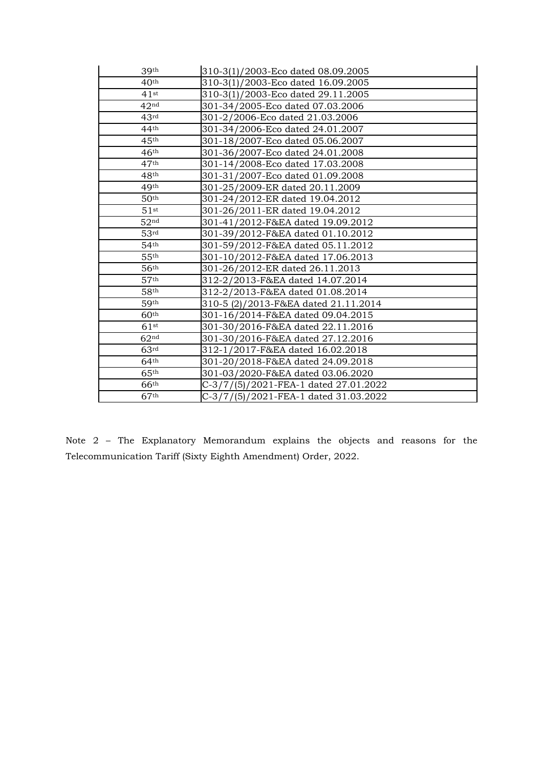| | |
|---|---|
| 39th | 310-3(1)/2003-Eco dated 08.09.2005 |
| 40th | 310-3(1)/2003-Eco dated 16.09.2005 |
| 41st | 310-3(1)/2003-Eco dated 29.11.2005 |
| 42nd | 301-34/2005-Eco dated 07.03.2006 |
| 43rd | 301-2/2006-Eco dated 21.03.2006 |
| 44th | 301-34/2006-Eco dated 24.01.2007 |
| 45th | 301-18/2007-Eco dated 05.06.2007 |
| 46th | 301-36/2007-Eco dated 24.01.2008 |
| 47th | 301-14/2008-Eco dated 17.03.2008 |
| 48th | 301-31/2007-Eco dated 01.09.2008 |
| 49th | 301-25/2009-ER dated 20.11.2009 |
| 50th | 301-24/2012-ER dated 19.04.2012 |
| 51st | 301-26/2011-ER dated 19.04.2012 |
| 52nd | 301-41/2012-F&EA dated 19.09.2012 |
| 53rd | 301-39/2012-F&EA dated 01.10.2012 |
| 54th | 301-59/2012-F&EA dated 05.11.2012 |
| 55th | 301-10/2012-F&EA dated 17.06.2013 |
| 56th | 301-26/2012-ER dated 26.11.2013 |
| 57th | 312-2/2013-F&EA dated 14.07.2014 |
| 58th | 312-2/2013-F&EA dated 01.08.2014 |
| 59th | 310-5 (2)/2013-F&EA dated 21.11.2014 |
| 60th | 301-16/2014-F&EA dated 09.04.2015 |
| 61st | 301-30/2016-F&EA dated 22.11.2016 |
| 62nd | 301-30/2016-F&EA dated 27.12.2016 |
| 63rd | 312-1/2017-F&EA dated 16.02.2018 |
| 64th | 301-20/2018-F&EA dated 24.09.2018 |
| 65th | 301-03/2020-F&EA dated 03.06.2020 |
| 66th | C-3/7/(5)/2021-FEA-1 dated 27.01.2022 |
| 67th | C-3/7/(5)/2021-FEA-1 dated 31.03.2022 |

Note 2 – The Explanatory Memorandum explains the objects and reasons for the Telecommunication Tariff (Sixty Eighth Amendment) Order, 2022.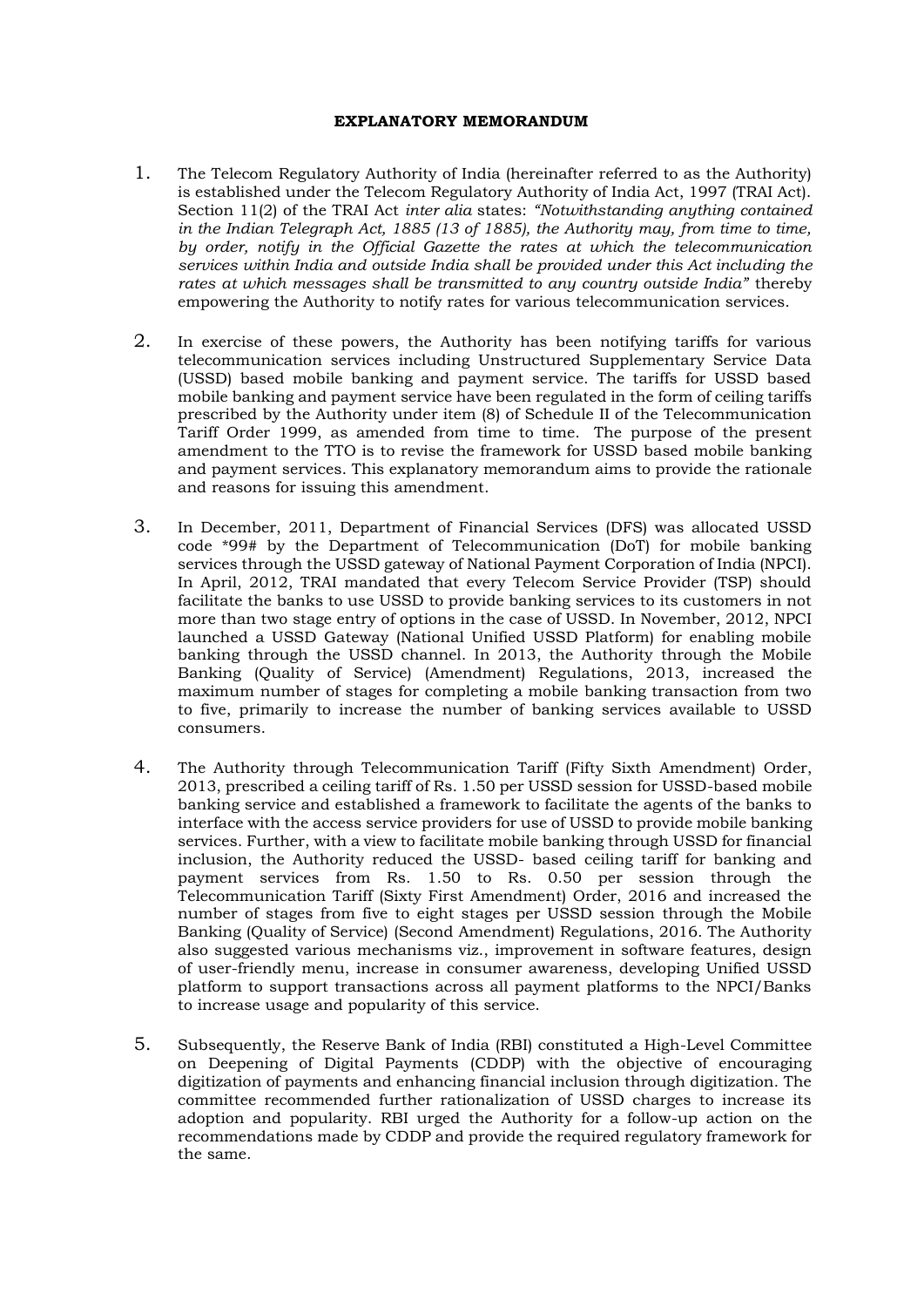**EXPLANATORY MEMORANDUM**

1. The Telecom Regulatory Authority of India (hereinafter referred to as the Authority) is established under the Telecom Regulatory Authority of India Act, 1997 (TRAI Act). Section 11(2) of the TRAI Act *inter alia* states: *"Notwithstanding anything contained in the Indian Telegraph Act, 1885 (13 of 1885), the Authority may, from time to time, by order, notify in the Official Gazette the rates at which the telecommunication services within India and outside India shall be provided under this Act including the rates at which messages shall be transmitted to any country outside India"* thereby empowering the Authority to notify rates for various telecommunication services.

2. In exercise of these powers, the Authority has been notifying tariffs for various telecommunication services including Unstructured Supplementary Service Data (USSD) based mobile banking and payment service. The tariffs for USSD based mobile banking and payment service have been regulated in the form of ceiling tariffs prescribed by the Authority under item (8) of Schedule II of the Telecommunication Tariff Order 1999, as amended from time to time. The purpose of the present amendment to the TTO is to revise the framework for USSD based mobile banking and payment services. This explanatory memorandum aims to provide the rationale and reasons for issuing this amendment.

3. In December, 2011, Department of Financial Services (DFS) was allocated USSD code *99# by the Department of Telecommunication (DoT) for mobile banking services through the USSD gateway of National Payment Corporation of India (NPCI). In April, 2012, TRAI mandated that every Telecom Service Provider (TSP) should facilitate the banks to use USSD to provide banking services to its customers in not more than two stage entry of options in the case of USSD. In November, 2012, NPCI launched a USSD Gateway (National Unified USSD Platform) for enabling mobile banking through the USSD channel. In 2013, the Authority through the Mobile Banking (Quality of Service) (Amendment) Regulations, 2013, increased the maximum number of stages for completing a mobile banking transaction from two to five, primarily to increase the number of banking services available to USSD consumers.

4. The Authority through Telecommunication Tariff (Fifty Sixth Amendment) Order, 2013, prescribed a ceiling tariff of Rs. 1.50 per USSD session for USSD-based mobile banking service and established a framework to facilitate the agents of the banks to interface with the access service providers for use of USSD to provide mobile banking services. Further, with a view to facilitate mobile banking through USSD for financial inclusion, the Authority reduced the USSD- based ceiling tariff for banking and payment services from Rs. 1.50 to Rs. 0.50 per session through the Telecommunication Tariff (Sixty First Amendment) Order, 2016 and increased the number of stages from five to eight stages per USSD session through the Mobile Banking (Quality of Service) (Second Amendment) Regulations, 2016. The Authority also suggested various mechanisms viz., improvement in software features, design of user-friendly menu, increase in consumer awareness, developing Unified USSD platform to support transactions across all payment platforms to the NPCI/Banks to increase usage and popularity of this service.

5. Subsequently, the Reserve Bank of India (RBI) constituted a High-Level Committee on Deepening of Digital Payments (CDDP) with the objective of encouraging digitization of payments and enhancing financial inclusion through digitization. The committee recommended further rationalization of USSD charges to increase its adoption and popularity. RBI urged the Authority for a follow-up action on the recommendations made by CDDP and provide the required regulatory framework for the same.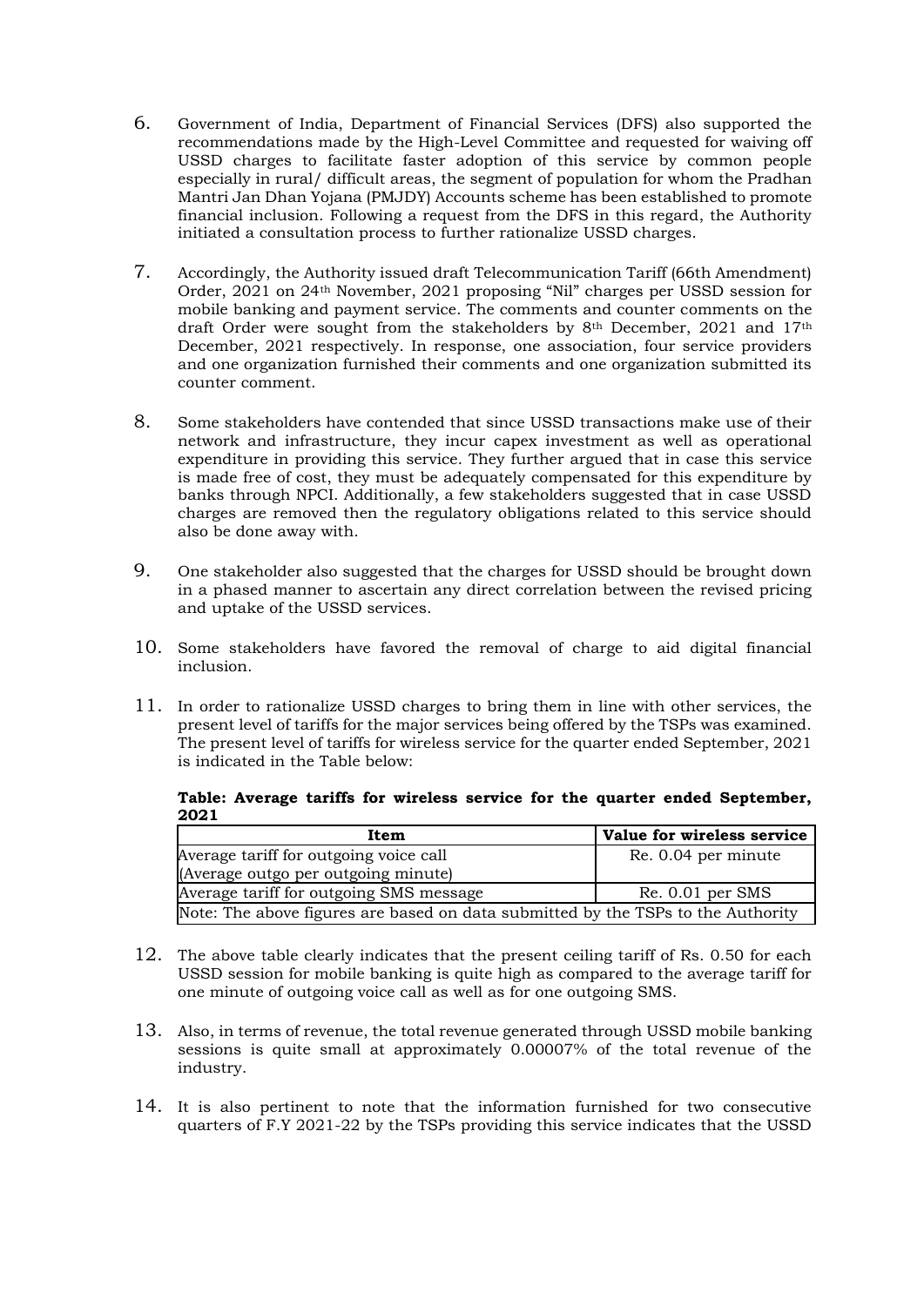6. Government of India, Department of Financial Services (DFS) also supported the recommendations made by the High-Level Committee and requested for waiving off USSD charges to facilitate faster adoption of this service by common people especially in rural/ difficult areas, the segment of population for whom the Pradhan Mantri Jan Dhan Yojana (PMJDY) Accounts scheme has been established to promote financial inclusion. Following a request from the DFS in this regard, the Authority initiated a consultation process to further rationalize USSD charges.

7. Accordingly, the Authority issued draft Telecommunication Tariff (66th Amendment) Order, 2021 on 24th November, 2021 proposing "Nil" charges per USSD session for mobile banking and payment service. The comments and counter comments on the draft Order were sought from the stakeholders by 8th December, 2021 and 17th December, 2021 respectively. In response, one association, four service providers and one organization furnished their comments and one organization submitted its counter comment.

8. Some stakeholders have contended that since USSD transactions make use of their network and infrastructure, they incur capex investment as well as operational expenditure in providing this service. They further argued that in case this service is made free of cost, they must be adequately compensated for this expenditure by banks through NPCI. Additionally, a few stakeholders suggested that in case USSD charges are removed then the regulatory obligations related to this service should also be done away with.

9. One stakeholder also suggested that the charges for USSD should be brought down in a phased manner to ascertain any direct correlation between the revised pricing and uptake of the USSD services.

10. Some stakeholders have favored the removal of charge to aid digital financial inclusion.

11. In order to rationalize USSD charges to bring them in line with other services, the present level of tariffs for the major services being offered by the TSPs was examined. The present level of tariffs for wireless service for the quarter ended September, 2021 is indicated in the Table below:

**Table: Average tariffs for wireless service for the quarter ended September, 2021**

| Item | Value for wireless service |
|---|---|
| Average tariff for outgoing voice call (Average outgo per outgoing minute) | Re. 0.04 per minute |
| Average tariff for outgoing SMS message | Re. 0.01 per SMS |
| Note: The above figures are based on data submitted by the TSPs to the Authority | |

12. The above table clearly indicates that the present ceiling tariff of Rs. 0.50 for each USSD session for mobile banking is quite high as compared to the average tariff for one minute of outgoing voice call as well as for one outgoing SMS.

13. Also, in terms of revenue, the total revenue generated through USSD mobile banking sessions is quite small at approximately 0.00007% of the total revenue of the industry.

14. It is also pertinent to note that the information furnished for two consecutive quarters of F.Y 2021-22 by the TSPs providing this service indicates that the USSD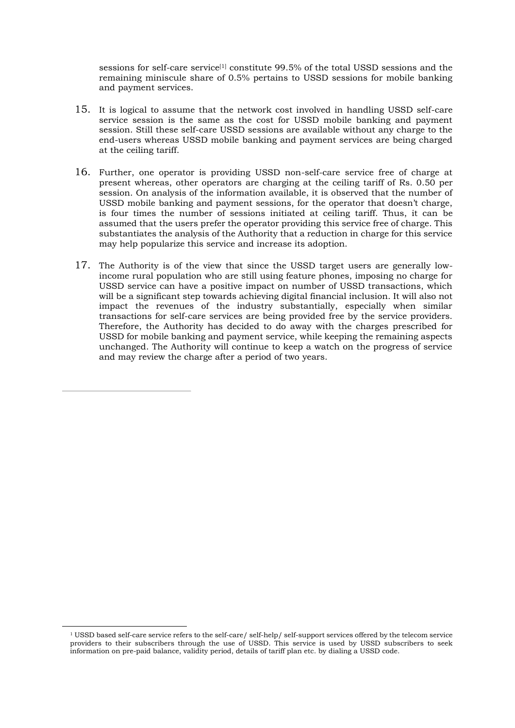sessions for self-care service[1] constitute 99.5% of the total USSD sessions and the remaining miniscule share of 0.5% pertains to USSD sessions for mobile banking and payment services.

15. It is logical to assume that the network cost involved in handling USSD self-care service session is the same as the cost for USSD mobile banking and payment session. Still these self-care USSD sessions are available without any charge to the end-users whereas USSD mobile banking and payment services are being charged at the ceiling tariff.

16. Further, one operator is providing USSD non-self-care service free of charge at present whereas, other operators are charging at the ceiling tariff of Rs. 0.50 per session. On analysis of the information available, it is observed that the number of USSD mobile banking and payment sessions, for the operator that doesn't charge, is four times the number of sessions initiated at ceiling tariff. Thus, it can be assumed that the users prefer the operator providing this service free of charge. This substantiates the analysis of the Authority that a reduction in charge for this service may help popularize this service and increase its adoption.

17. The Authority is of the view that since the USSD target users are generally low-income rural population who are still using feature phones, imposing no charge for USSD service can have a positive impact on number of USSD transactions, which will be a significant step towards achieving digital financial inclusion. It will also not impact the revenues of the industry substantially, especially when similar transactions for self-care services are being provided free by the service providers. Therefore, the Authority has decided to do away with the charges prescribed for USSD for mobile banking and payment service, while keeping the remaining aspects unchanged. The Authority will continue to keep a watch on the progress of service and may review the charge after a period of two years.

---

[1] USSD based self-care service refers to the self-care/ self-help/ self-support services offered by the telecom service providers to their subscribers through the use of USSD. This service is used by USSD subscribers to seek information on pre-paid balance, validity period, details of tariff plan etc. by dialing a USSD code.